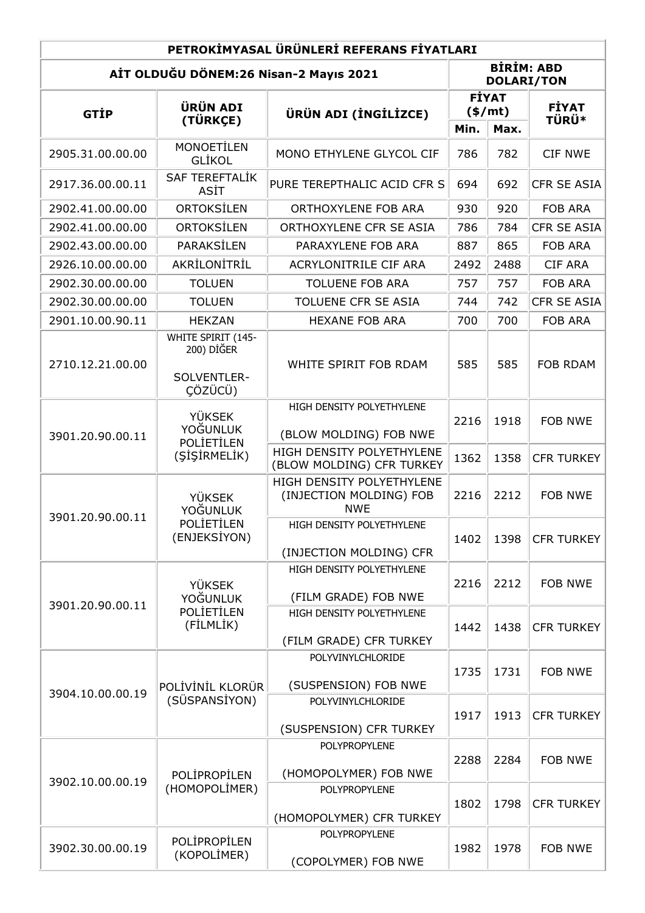| PETROKİMYASAL ÜRÜNLERİ REFERANS FİYATLARI | | | | | |
|---|---|---|---|---|---|
| AİT OLDUĞU DÖNEM:26 Nisan-2 Mayıs 2021 | | | BİRİM: ABD DOLARI/TON | | |
| GTİP | ÜRÜN ADI (TÜRKÇE) | ÜRÜN ADI (İNGİLİZCE) | FİYAT ($/mt) | | FİYAT TÜRÜ* |
| | | | Min. | Max. | |
| 2905.31.00.00.00 | MONOETİLEN GLİKOL | MONO ETHYLENE GLYCOL CIF | 786 | 782 | CIF NWE |
| 2917.36.00.00.11 | SAF TEREFTALİK ASİT | PURE TEREPTHALIC ACID CFR S | 694 | 692 | CFR SE ASIA |
| 2902.41.00.00.00 | ORTOKSİLEN | ORTHOXYLENE FOB ARA | 930 | 920 | FOB ARA |
| 2902.41.00.00.00 | ORTOKSİLEN | ORTHOXYLENE CFR SE ASIA | 786 | 784 | CFR SE ASIA |
| 2902.43.00.00.00 | PARAKSİLEN | PARAXYLENE FOB ARA | 887 | 865 | FOB ARA |
| 2926.10.00.00.00 | AKRİLONİTRİL | ACRYLONITRILE CIF ARA | 2492 | 2488 | CIF ARA |
| 2902.30.00.00.00 | TOLUEN | TOLUENE FOB ARA | 757 | 757 | FOB ARA |
| 2902.30.00.00.00 | TOLUEN | TOLUENE CFR SE ASIA | 744 | 742 | CFR SE ASIA |
| 2901.10.00.90.11 | HEKZAN | HEXANE FOB ARA | 700 | 700 | FOB ARA |
| 2710.12.21.00.00 | WHITE SPIRIT (145-200) DİĞER SOLVENTLER-ÇÖZÜCÜ) | WHITE SPIRIT FOB RDAM | 585 | 585 | FOB RDAM |
| 3901.20.90.00.11 | YÜKSEK YOĞUNLUK POLİETİLEN (ŞİŞİRMELİK) | HIGH DENSITY POLYETHYLENE (BLOW MOLDING) FOB NWE | 2216 | 1918 | FOB NWE |
| | | HIGH DENSITY POLYETHYLENE (BLOW MOLDING) CFR TURKEY | 1362 | 1358 | CFR TURKEY |
| 3901.20.90.00.11 | YÜKSEK YOĞUNLUK POLİETİLEN (ENJEKSİYON) | HIGH DENSITY POLYETHYLENE (INJECTION MOLDING) FOB NWE | 2216 | 2212 | FOB NWE |
| | | HIGH DENSITY POLYETHYLENE (INJECTION MOLDING) CFR | 1402 | 1398 | CFR TURKEY |
| 3901.20.90.00.11 | YÜKSEK YOĞUNLUK POLİETİLEN (FİLMLİK) | HIGH DENSITY POLYETHYLENE (FILM GRADE) FOB NWE | 2216 | 2212 | FOB NWE |
| | | HIGH DENSITY POLYETHYLENE (FILM GRADE) CFR TURKEY | 1442 | 1438 | CFR TURKEY |
| 3904.10.00.00.19 | POLİVİNİL KLORÜR (SÜSPANSİYON) | POLYVINYLCHLORIDE (SUSPENSION) FOB NWE | 1735 | 1731 | FOB NWE |
| | | POLYVINYLCHLORIDE (SUSPENSION) CFR TURKEY | 1917 | 1913 | CFR TURKEY |
| 3902.10.00.00.19 | POLİPROPİLEN (HOMOPOLİMER) | POLYPROPYLENE (HOMOPOLYMER) FOB NWE | 2288 | 2284 | FOB NWE |
| | | POLYPROPYLENE (HOMOPOLYMER) CFR TURKEY | 1802 | 1798 | CFR TURKEY |
| 3902.30.00.00.19 | POLİPROPİLEN (KOPOLİMER) | POLYPROPYLENE (COPOLYMER) FOB NWE | 1982 | 1978 | FOB NWE |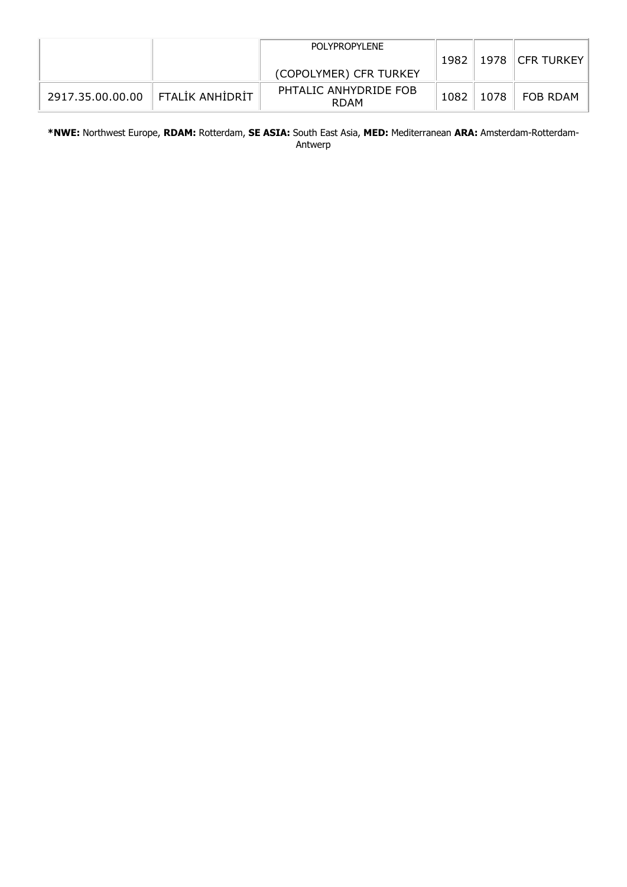| | | | | | |
|---|---|---|---|---|---|
| | | POLYPROPYLENE (COPOLYMER) CFR TURKEY | 1982 | 1978 | CFR TURKEY |
| 2917.35.00.00.00 | FTALİK ANHİDRİT | PHTALIC ANHYDRIDE FOB RDAM | 1082 | 1078 | FOB RDAM |

***NWE:** Northwest Europe, **RDAM:** Rotterdam, **SE ASIA:** South East Asia, **MED:** Mediterranean **ARA:** Amsterdam-Rotterdam-Antwerp